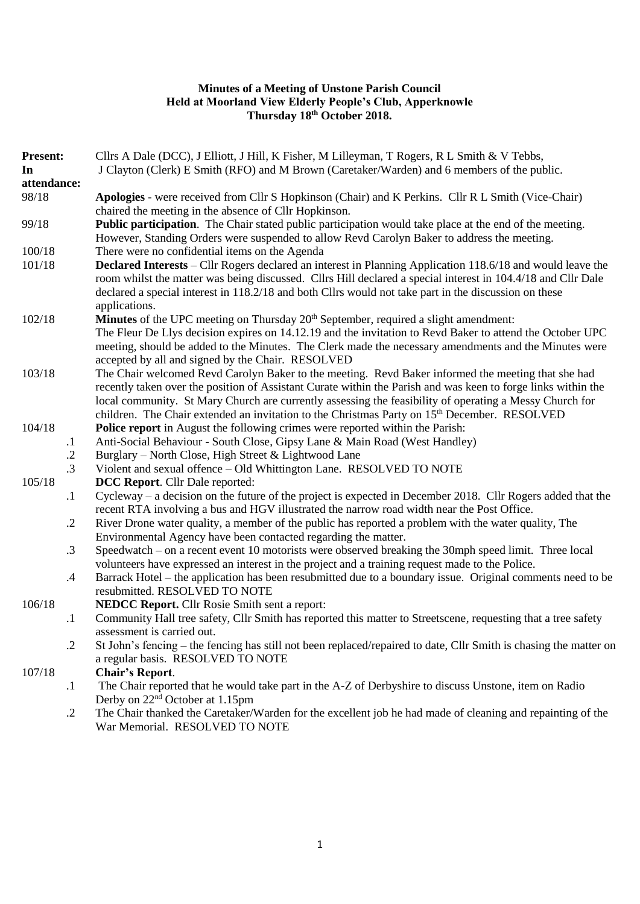**Minutes of a Meeting of Unstone Parish Council**
**Held at Moorland View Elderly People's Club, Apperknowle**
**Thursday 18th October 2018.**

**Present:** Cllrs A Dale (DCC), J Elliott, J Hill, K Fisher, M Lilleyman, T Rogers, R L Smith & V Tebbs,

**In attendance:** J Clayton (Clerk) E Smith (RFO) and M Brown (Caretaker/Warden) and 6 members of the public.

98/18 **Apologies -** were received from Cllr S Hopkinson (Chair) and K Perkins. Cllr R L Smith (Vice-Chair) chaired the meeting in the absence of Cllr Hopkinson.

99/18 **Public participation**. The Chair stated public participation would take place at the end of the meeting. However, Standing Orders were suspended to allow Revd Carolyn Baker to address the meeting.

100/18 There were no confidential items on the Agenda

101/18 **Declared Interests** – Cllr Rogers declared an interest in Planning Application 118.6/18 and would leave the room whilst the matter was being discussed. Cllrs Hill declared a special interest in 104.4/18 and Cllr Dale declared a special interest in 118.2/18 and both Cllrs would not take part in the discussion on these applications.

102/18 **Minutes** of the UPC meeting on Thursday 20th September, required a slight amendment:
The Fleur De Lys decision expires on 14.12.19 and the invitation to Revd Baker to attend the October UPC meeting, should be added to the Minutes. The Clerk made the necessary amendments and the Minutes were accepted by all and signed by the Chair. RESOLVED

103/18 The Chair welcomed Revd Carolyn Baker to the meeting. Revd Baker informed the meeting that she had recently taken over the position of Assistant Curate within the Parish and was keen to forge links within the local community. St Mary Church are currently assessing the feasibility of operating a Messy Church for children. The Chair extended an invitation to the Christmas Party on 15th December. RESOLVED

104/18 **Police report** in August the following crimes were reported within the Parish:

- .1 Anti-Social Behaviour - South Close, Gipsy Lane & Main Road (West Handley)
- .2 Burglary – North Close, High Street & Lightwood Lane
- .3 Violent and sexual offence – Old Whittington Lane. RESOLVED TO NOTE

105/18 **DCC Report**. Cllr Dale reported:

- .1 Cycleway – a decision on the future of the project is expected in December 2018. Cllr Rogers added that the recent RTA involving a bus and HGV illustrated the narrow road width near the Post Office.
- .2 River Drone water quality, a member of the public has reported a problem with the water quality, The Environmental Agency have been contacted regarding the matter.
- .3 Speedwatch – on a recent event 10 motorists were observed breaking the 30mph speed limit. Three local volunteers have expressed an interest in the project and a training request made to the Police.
- .4 Barrack Hotel – the application has been resubmitted due to a boundary issue. Original comments need to be resubmitted. RESOLVED TO NOTE

106/18 **NEDCC Report.** Cllr Rosie Smith sent a report:

- .1 Community Hall tree safety, Cllr Smith has reported this matter to Streetscene, requesting that a tree safety assessment is carried out.
- .2 St John's fencing – the fencing has still not been replaced/repaired to date, Cllr Smith is chasing the matter on a regular basis. RESOLVED TO NOTE

107/18 **Chair's Report**.

- .1 The Chair reported that he would take part in the A-Z of Derbyshire to discuss Unstone, item on Radio Derby on 22nd October at 1.15pm
- .2 The Chair thanked the Caretaker/Warden for the excellent job he had made of cleaning and repainting of the War Memorial. RESOLVED TO NOTE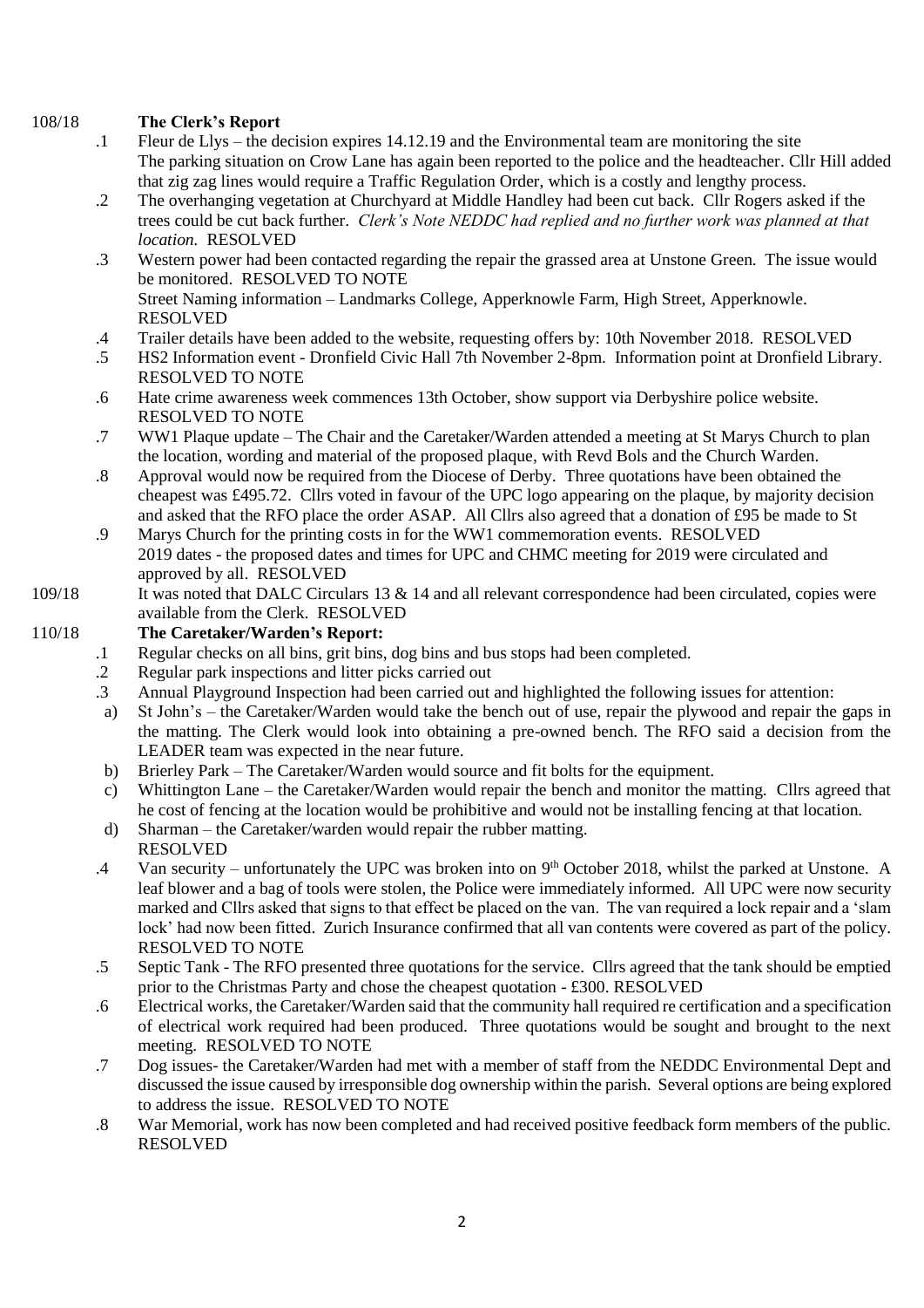108/18 **The Clerk's Report**

.1 Fleur de Llys – the decision expires 14.12.19 and the Environmental team are monitoring the site
The parking situation on Crow Lane has again been reported to the police and the headteacher. Cllr Hill added that zig zag lines would require a Traffic Regulation Order, which is a costly and lengthy process.

.2 The overhanging vegetation at Churchyard at Middle Handley had been cut back. Cllr Rogers asked if the trees could be cut back further. *Clerk's Note NEDDC had replied and no further work was planned at that location.* RESOLVED

.3 Western power had been contacted regarding the repair the grassed area at Unstone Green. The issue would be monitored. RESOLVED TO NOTE
Street Naming information – Landmarks College, Apperknowle Farm, High Street, Apperknowle. RESOLVED

.4 Trailer details have been added to the website, requesting offers by: 10th November 2018. RESOLVED

.5 HS2 Information event - Dronfield Civic Hall 7th November 2-8pm. Information point at Dronfield Library. RESOLVED TO NOTE

.6 Hate crime awareness week commences 13th October, show support via Derbyshire police website. RESOLVED TO NOTE

.7 WW1 Plaque update – The Chair and the Caretaker/Warden attended a meeting at St Marys Church to plan the location, wording and material of the proposed plaque, with Revd Bols and the Church Warden.

.8 Approval would now be required from the Diocese of Derby. Three quotations have been obtained the cheapest was £495.72. Cllrs voted in favour of the UPC logo appearing on the plaque, by majority decision and asked that the RFO place the order ASAP. All Cllrs also agreed that a donation of £95 be made to St

.9 Marys Church for the printing costs in for the WW1 commemoration events. RESOLVED
2019 dates - the proposed dates and times for UPC and CHMC meeting for 2019 were circulated and approved by all. RESOLVED

109/18 It was noted that DALC Circulars 13 & 14 and all relevant correspondence had been circulated, copies were available from the Clerk. RESOLVED

110/18 **The Caretaker/Warden's Report:**

.1 Regular checks on all bins, grit bins, dog bins and bus stops had been completed.

.2 Regular park inspections and litter picks carried out

.3 Annual Playground Inspection had been carried out and highlighted the following issues for attention:

a) St John's – the Caretaker/Warden would take the bench out of use, repair the plywood and repair the gaps in the matting. The Clerk would look into obtaining a pre-owned bench. The RFO said a decision from the LEADER team was expected in the near future.

b) Brierley Park – The Caretaker/Warden would source and fit bolts for the equipment.

c) Whittington Lane – the Caretaker/Warden would repair the bench and monitor the matting. Cllrs agreed that he cost of fencing at the location would be prohibitive and would not be installing fencing at that location.

d) Sharman – the Caretaker/warden would repair the rubber matting.
RESOLVED

.4 Van security – unfortunately the UPC was broken into on 9th October 2018, whilst the parked at Unstone. A leaf blower and a bag of tools were stolen, the Police were immediately informed. All UPC were now security marked and Cllrs asked that signs to that effect be placed on the van. The van required a lock repair and a 'slam lock' had now been fitted. Zurich Insurance confirmed that all van contents were covered as part of the policy. RESOLVED TO NOTE

.5 Septic Tank - The RFO presented three quotations for the service. Cllrs agreed that the tank should be emptied prior to the Christmas Party and chose the cheapest quotation - £300. RESOLVED

.6 Electrical works, the Caretaker/Warden said that the community hall required re certification and a specification of electrical work required had been produced. Three quotations would be sought and brought to the next meeting. RESOLVED TO NOTE

.7 Dog issues- the Caretaker/Warden had met with a member of staff from the NEDDC Environmental Dept and discussed the issue caused by irresponsible dog ownership within the parish. Several options are being explored to address the issue. RESOLVED TO NOTE

.8 War Memorial, work has now been completed and had received positive feedback form members of the public. RESOLVED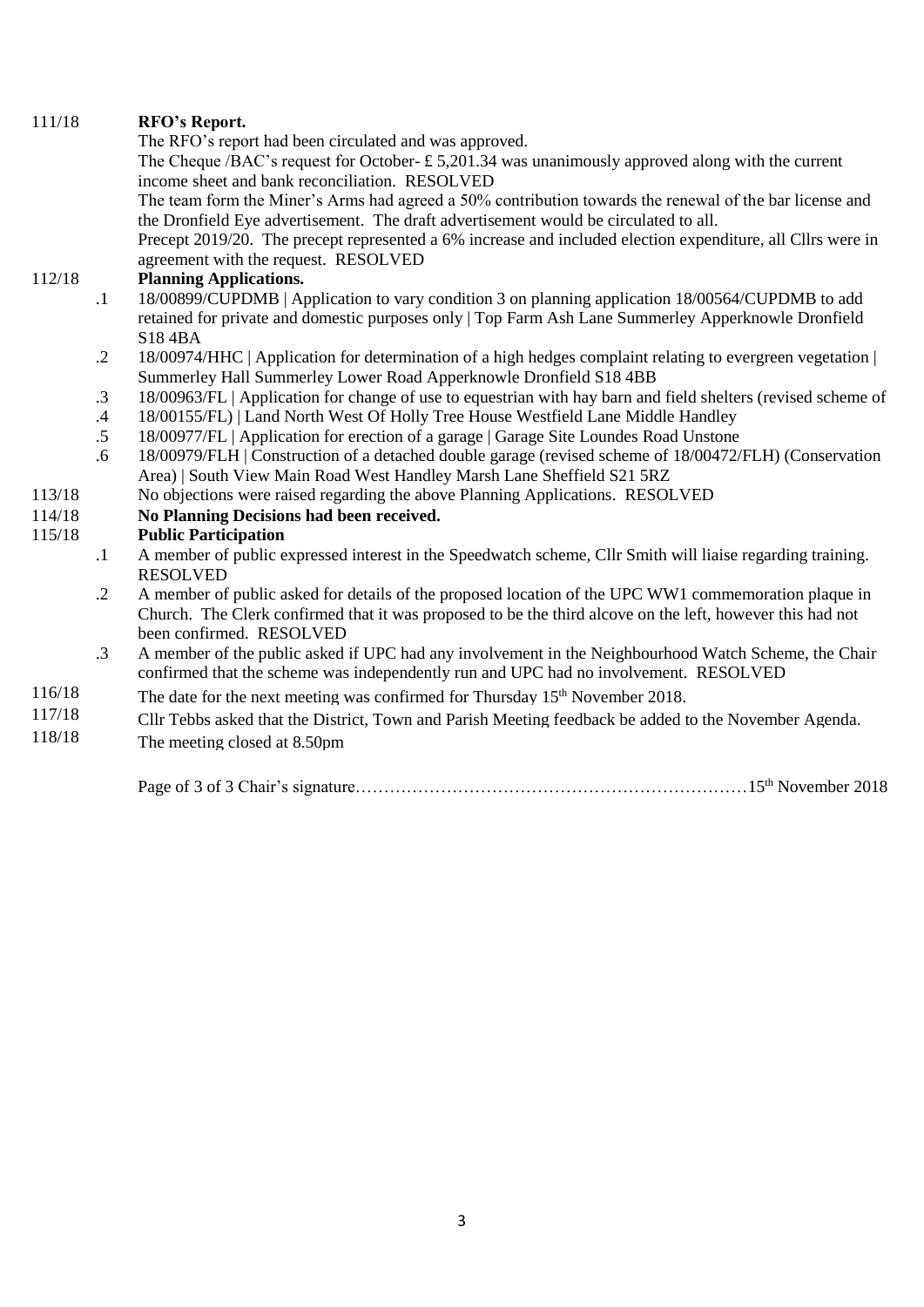111/18 **RFO's Report.**

The RFO's report had been circulated and was approved.

The Cheque /BAC's request for October- £ 5,201.34 was unanimously approved along with the current income sheet and bank reconciliation. RESOLVED

The team form the Miner's Arms had agreed a 50% contribution towards the renewal of the bar license and the Dronfield Eye advertisement. The draft advertisement would be circulated to all.

Precept 2019/20. The precept represented a 6% increase and included election expenditure, all Cllrs were in agreement with the request. RESOLVED

112/18 **Planning Applications.**

.1 18/00899/CUPDMB | Application to vary condition 3 on planning application 18/00564/CUPDMB to add retained for private and domestic purposes only | Top Farm Ash Lane Summerley Apperknowle Dronfield S18 4BA

.2 18/00974/HHC | Application for determination of a high hedges complaint relating to evergreen vegetation | Summerley Hall Summerley Lower Road Apperknowle Dronfield S18 4BB

.3 18/00963/FL | Application for change of use to equestrian with hay barn and field shelters (revised scheme of

.4 18/00155/FL) | Land North West Of Holly Tree House Westfield Lane Middle Handley

.5 18/00977/FL | Application for erection of a garage | Garage Site Loundes Road Unstone

.6 18/00979/FLH | Construction of a detached double garage (revised scheme of 18/00472/FLH) (Conservation Area) | South View Main Road West Handley Marsh Lane Sheffield S21 5RZ

113/18 No objections were raised regarding the above Planning Applications. RESOLVED

114/18 **No Planning Decisions had been received.**

115/18 **Public Participation**

.1 A member of public expressed interest in the Speedwatch scheme, Cllr Smith will liaise regarding training. RESOLVED

.2 A member of public asked for details of the proposed location of the UPC WW1 commemoration plaque in Church. The Clerk confirmed that it was proposed to be the third alcove on the left, however this had not been confirmed. RESOLVED

.3 A member of the public asked if UPC had any involvement in the Neighbourhood Watch Scheme, the Chair confirmed that the scheme was independently run and UPC had no involvement. RESOLVED

116/18 The date for the next meeting was confirmed for Thursday 15th November 2018.

117/18 Cllr Tebbs asked that the District, Town and Parish Meeting feedback be added to the November Agenda.

118/18 The meeting closed at 8.50pm

Page of 3 of 3 Chair's signature……………………………………………………………15th November 2018